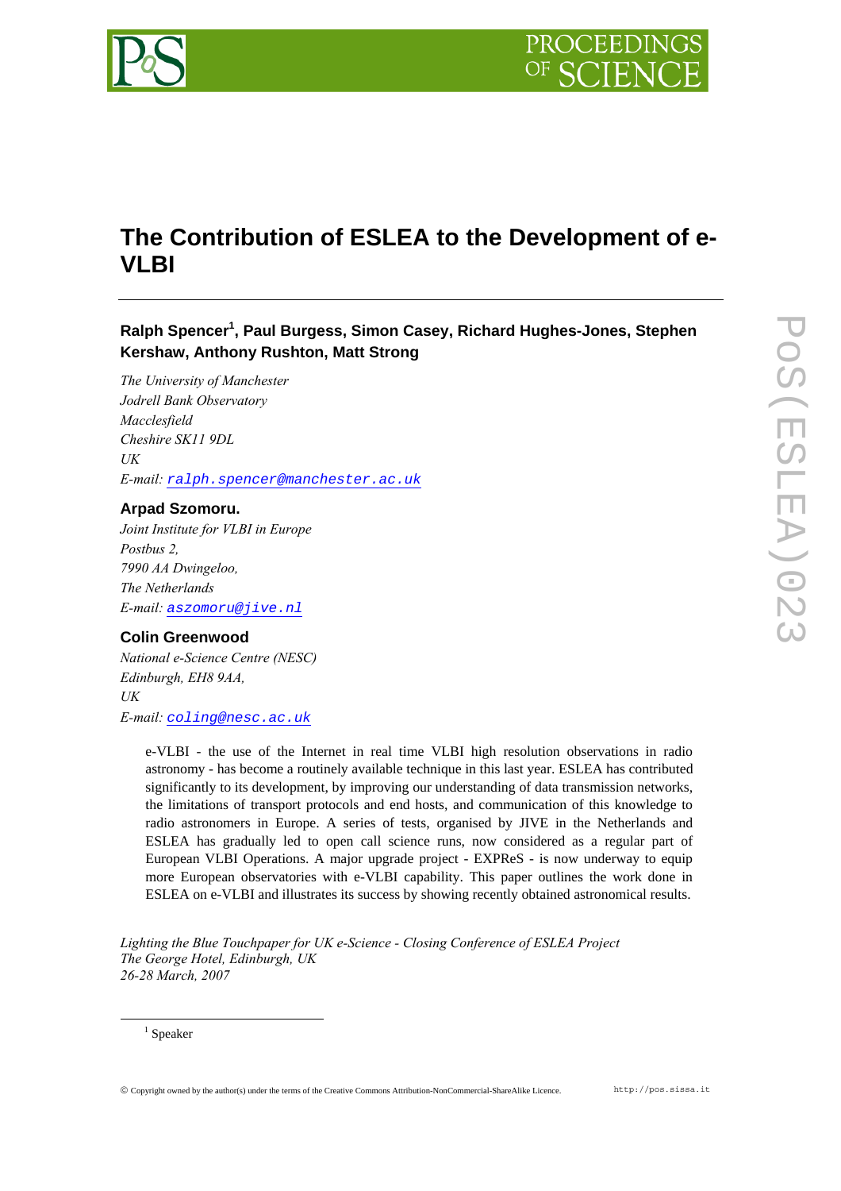# The Contribution of ESLEA to the Development of e-VLBI

**Ralph Spencer[1], Paul Burgess, Simon Casey, Richard Hughes-Jones, Stephen Kershaw, Anthony Rushton, Matt Strong**

*The University of Manchester*
*Jodrell Bank Observatory*
*Macclesfield*
*Cheshire SK11 9DL*
*UK*
*E-mail:* ralph.spencer@manchester.ac.uk

**Arpad Szomoru.**

*Joint Institute for VLBI in Europe*
*Postbus 2,*
*7990 AA Dwingeloo,*
*The Netherlands*
*E-mail:* aszomoru@jive.nl

**Colin Greenwood**

*National e-Science Centre (NESC)*
*Edinburgh, EH8 9AA,*
*UK*
*E-mail:* coling@nesc.ac.uk

e-VLBI - the use of the Internet in real time VLBI high resolution observations in radio astronomy - has become a routinely available technique in this last year. ESLEA has contributed significantly to its development, by improving our understanding of data transmission networks, the limitations of transport protocols and end hosts, and communication of this knowledge to radio astronomers in Europe. A series of tests, organised by JIVE in the Netherlands and ESLEA has gradually led to open call science runs, now considered as a regular part of European VLBI Operations. A major upgrade project - EXPReS - is now underway to equip more European observatories with e-VLBI capability. This paper outlines the work done in ESLEA on e-VLBI and illustrates its success by showing recently obtained astronomical results.

*Lighting the Blue Touchpaper for UK e-Science - Closing Conference of ESLEA Project*
*The George Hotel, Edinburgh, UK*
*26-28 March, 2007*

[1] Speaker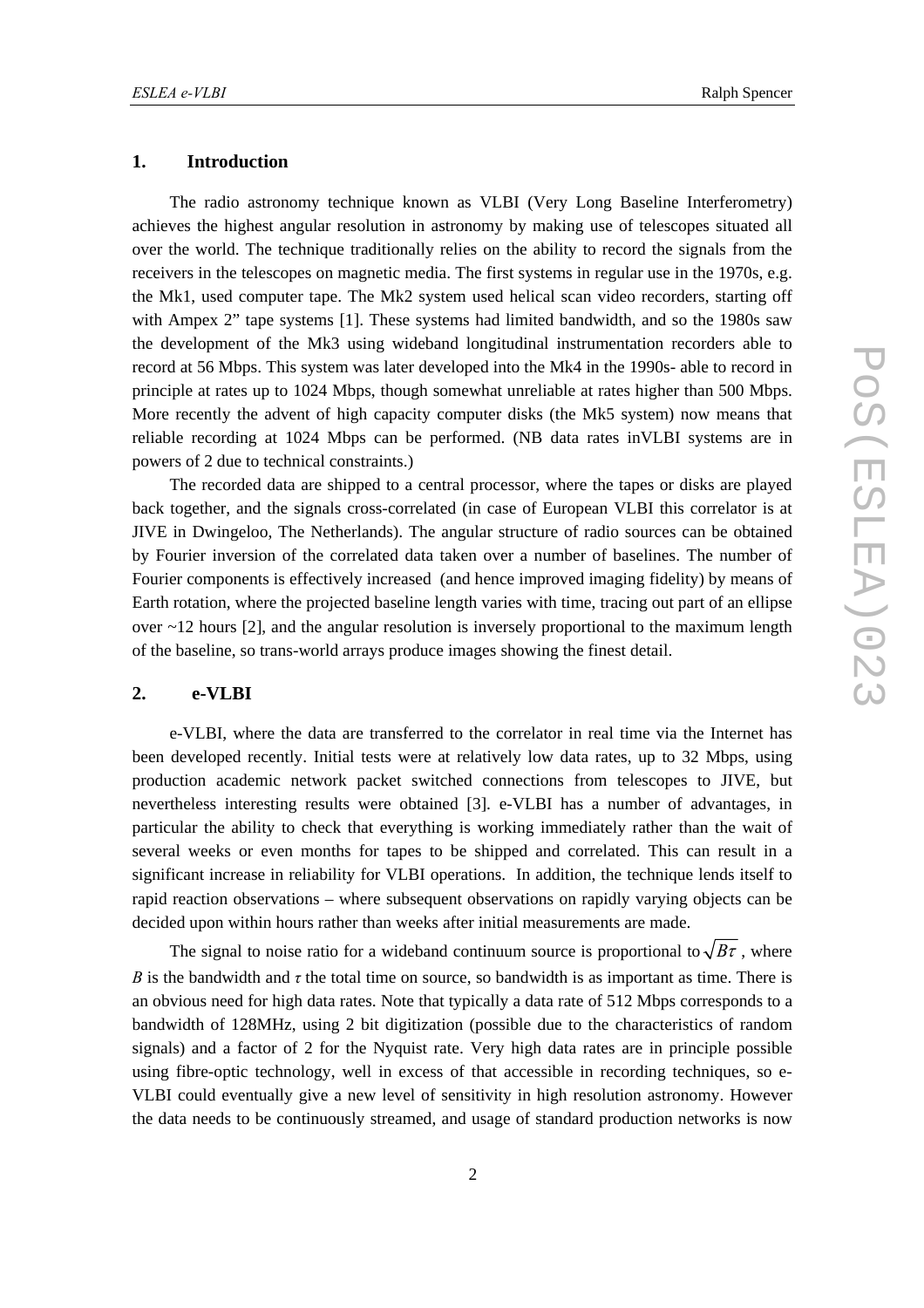## 1. Introduction

The radio astronomy technique known as VLBI (Very Long Baseline Interferometry) achieves the highest angular resolution in astronomy by making use of telescopes situated all over the world. The technique traditionally relies on the ability to record the signals from the receivers in the telescopes on magnetic media. The first systems in regular use in the 1970s, e.g. the Mk1, used computer tape. The Mk2 system used helical scan video recorders, starting off with Ampex 2" tape systems [1]. These systems had limited bandwidth, and so the 1980s saw the development of the Mk3 using wideband longitudinal instrumentation recorders able to record at 56 Mbps. This system was later developed into the Mk4 in the 1990s- able to record in principle at rates up to 1024 Mbps, though somewhat unreliable at rates higher than 500 Mbps. More recently the advent of high capacity computer disks (the Mk5 system) now means that reliable recording at 1024 Mbps can be performed. (NB data rates inVLBI systems are in powers of 2 due to technical constraints.)

The recorded data are shipped to a central processor, where the tapes or disks are played back together, and the signals cross-correlated (in case of European VLBI this correlator is at JIVE in Dwingeloo, The Netherlands). The angular structure of radio sources can be obtained by Fourier inversion of the correlated data taken over a number of baselines. The number of Fourier components is effectively increased (and hence improved imaging fidelity) by means of Earth rotation, where the projected baseline length varies with time, tracing out part of an ellipse over ~12 hours [2], and the angular resolution is inversely proportional to the maximum length of the baseline, so trans-world arrays produce images showing the finest detail.

## 2. e-VLBI

e-VLBI, where the data are transferred to the correlator in real time via the Internet has been developed recently. Initial tests were at relatively low data rates, up to 32 Mbps, using production academic network packet switched connections from telescopes to JIVE, but nevertheless interesting results were obtained [3]. e-VLBI has a number of advantages, in particular the ability to check that everything is working immediately rather than the wait of several weeks or even months for tapes to be shipped and correlated. This can result in a significant increase in reliability for VLBI operations. In addition, the technique lends itself to rapid reaction observations – where subsequent observations on rapidly varying objects can be decided upon within hours rather than weeks after initial measurements are made.

The signal to noise ratio for a wideband continuum source is proportional to $\sqrt{B\tau}$, where $B$ is the bandwidth and $\tau$ the total time on source, so bandwidth is as important as time. There is an obvious need for high data rates. Note that typically a data rate of 512 Mbps corresponds to a bandwidth of 128MHz, using 2 bit digitization (possible due to the characteristics of random signals) and a factor of 2 for the Nyquist rate. Very high data rates are in principle possible using fibre-optic technology, well in excess of that accessible in recording techniques, so e-VLBI could eventually give a new level of sensitivity in high resolution astronomy. However the data needs to be continuously streamed, and usage of standard production networks is now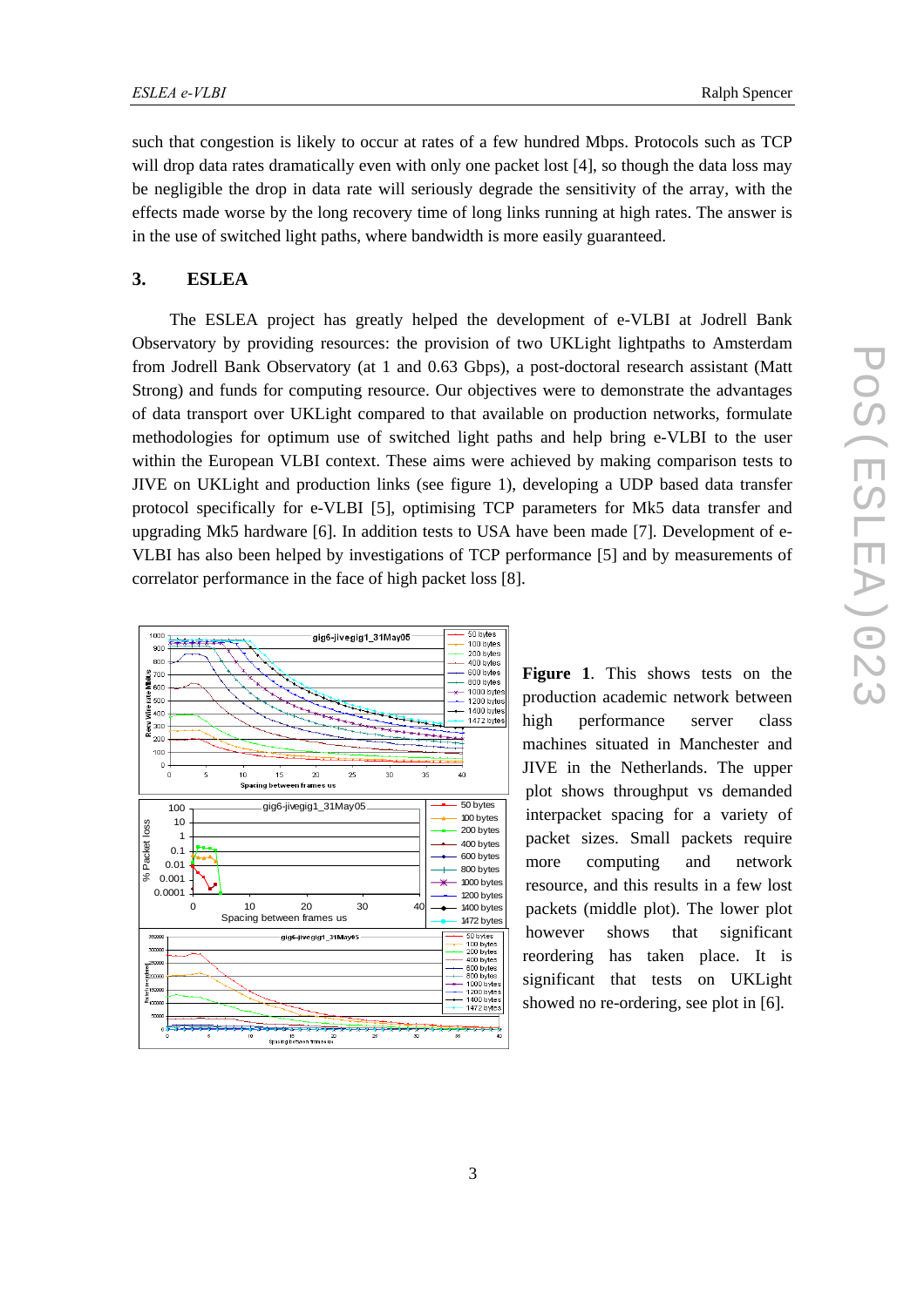such that congestion is likely to occur at rates of a few hundred Mbps. Protocols such as TCP will drop data rates dramatically even with only one packet lost [4], so though the data loss may be negligible the drop in data rate will seriously degrade the sensitivity of the array, with the effects made worse by the long recovery time of long links running at high rates. The answer is in the use of switched light paths, where bandwidth is more easily guaranteed.

## 3. ESLEA

The ESLEA project has greatly helped the development of e-VLBI at Jodrell Bank Observatory by providing resources: the provision of two UKLight lightpaths to Amsterdam from Jodrell Bank Observatory (at 1 and 0.63 Gbps), a post-doctoral research assistant (Matt Strong) and funds for computing resource. Our objectives were to demonstrate the advantages of data transport over UKLight compared to that available on production networks, formulate methodologies for optimum use of switched light paths and help bring e-VLBI to the user within the European VLBI context. These aims were achieved by making comparison tests to JIVE on UKLight and production links (see figure 1), developing a UDP based data transfer protocol specifically for e-VLBI [5], optimising TCP parameters for Mk5 data transfer and upgrading Mk5 hardware [6]. In addition tests to USA have been made [7]. Development of e-VLBI has also been helped by investigations of TCP performance [5] and by measurements of correlator performance in the face of high packet loss [8].

**Figure 1**. This shows tests on the production academic network between high performance server class machines situated in Manchester and JIVE in the Netherlands. The upper plot shows throughput vs demanded interpacket spacing for a variety of packet sizes. Small packets require more computing and network resource, and this results in a few lost packets (middle plot). The lower plot however shows that significant reordering has taken place. It is significant that tests on UKLight showed no re-ordering, see plot in [6].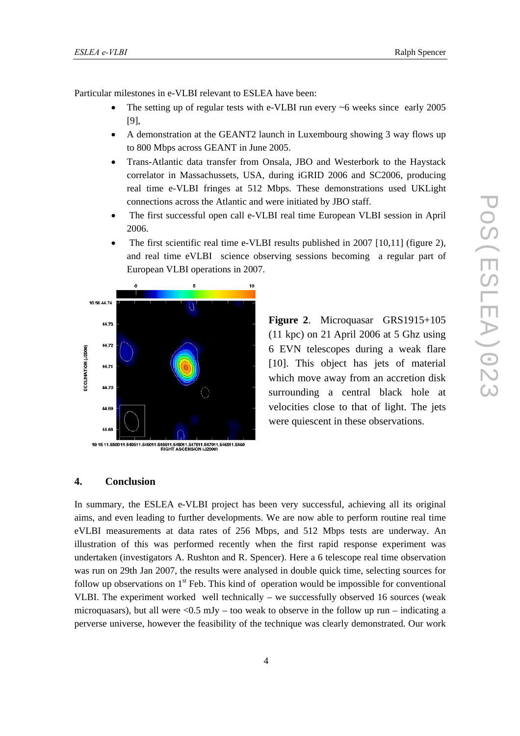Particular milestones in e-VLBI relevant to ESLEA have been:

- The setting up of regular tests with e-VLBI run every ~6 weeks since early 2005 [9],
- A demonstration at the GEANT2 launch in Luxembourg showing 3 way flows up to 800 Mbps across GEANT in June 2005.
- Trans-Atlantic data transfer from Onsala, JBO and Westerbork to the Haystack correlator in Massachussets, USA, during iGRID 2006 and SC2006, producing real time e-VLBI fringes at 512 Mbps. These demonstrations used UKLight connections across the Atlantic and were initiated by JBO staff.
- The first successful open call e-VLBI real time European VLBI session in April 2006.
- The first scientific real time e-VLBI results published in 2007 [10,11] (figure 2), and real time eVLBI science observing sessions becoming a regular part of European VLBI operations in 2007.

**Figure 2**. Microquasar GRS1915+105 (11 kpc) on 21 April 2006 at 5 Ghz using 6 EVN telescopes during a weak flare [10]. This object has jets of material which move away from an accretion disk surrounding a central black hole at velocities close to that of light. The jets were quiescent in these observations.

## 4. Conclusion

In summary, the ESLEA e-VLBI project has been very successful, achieving all its original aims, and even leading to further developments. We are now able to perform routine real time eVLBI measurements at data rates of 256 Mbps, and 512 Mbps tests are underway. An illustration of this was performed recently when the first rapid response experiment was undertaken (investigators A. Rushton and R. Spencer). Here a 6 telescope real time observation was run on 29th Jan 2007, the results were analysed in double quick time, selecting sources for follow up observations on 1st Feb. This kind of operation would be impossible for conventional VLBI. The experiment worked well technically – we successfully observed 16 sources (weak microquasars), but all were <0.5 mJy – too weak to observe in the follow up run – indicating a perverse universe, however the feasibility of the technique was clearly demonstrated. Our work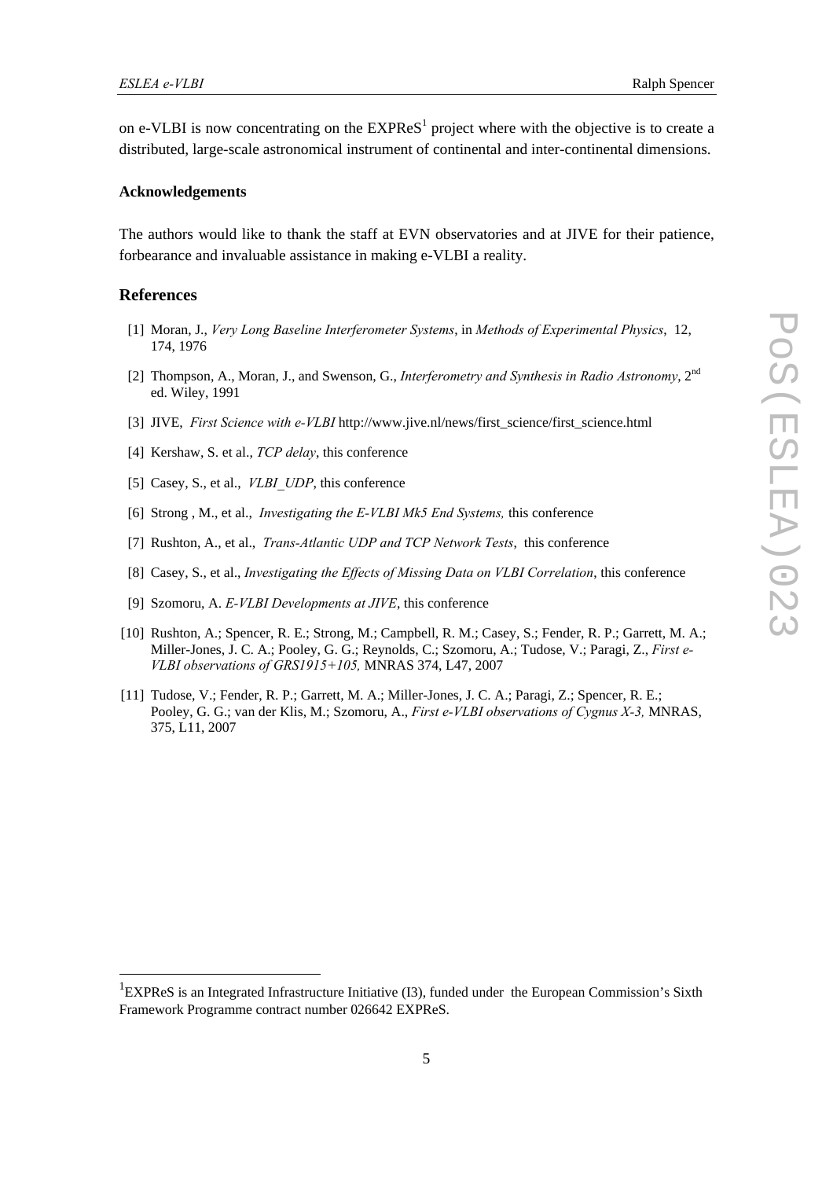on e-VLBI is now concentrating on the EXPReS[1] project where with the objective is to create a distributed, large-scale astronomical instrument of continental and inter-continental dimensions.

**Acknowledgements**

The authors would like to thank the staff at EVN observatories and at JIVE for their patience, forbearance and invaluable assistance in making e-VLBI a reality.

## References

[1] Moran, J., *Very Long Baseline Interferometer Systems*, in *Methods of Experimental Physics*, 12, 174, 1976

[2] Thompson, A., Moran, J., and Swenson, G., *Interferometry and Synthesis in Radio Astronomy*, 2nd ed. Wiley, 1991

[3] JIVE, *First Science with e-VLBI* http://www.jive.nl/news/first_science/first_science.html

[4] Kershaw, S. et al., *TCP delay*, this conference

[5] Casey, S., et al., *VLBI_UDP*, this conference

[6] Strong , M., et al., *Investigating the E-VLBI Mk5 End Systems,* this conference

[7] Rushton, A., et al., *Trans-Atlantic UDP and TCP Network Tests*, this conference

[8] Casey, S., et al., *Investigating the Effects of Missing Data on VLBI Correlation*, this conference

[9] Szomoru, A. *E-VLBI Developments at JIVE*, this conference

[10] Rushton, A.; Spencer, R. E.; Strong, M.; Campbell, R. M.; Casey, S.; Fender, R. P.; Garrett, M. A.; Miller-Jones, J. C. A.; Pooley, G. G.; Reynolds, C.; Szomoru, A.; Tudose, V.; Paragi, Z., *First e-VLBI observations of GRS1915+105,* MNRAS 374, L47, 2007

[11] Tudose, V.; Fender, R. P.; Garrett, M. A.; Miller-Jones, J. C. A.; Paragi, Z.; Spencer, R. E.; Pooley, G. G.; van der Klis, M.; Szomoru, A., *First e-VLBI observations of Cygnus X-3,* MNRAS, 375, L11, 2007

[1] EXPReS is an Integrated Infrastructure Initiative (I3), funded under the European Commission's Sixth Framework Programme contract number 026642 EXPReS.